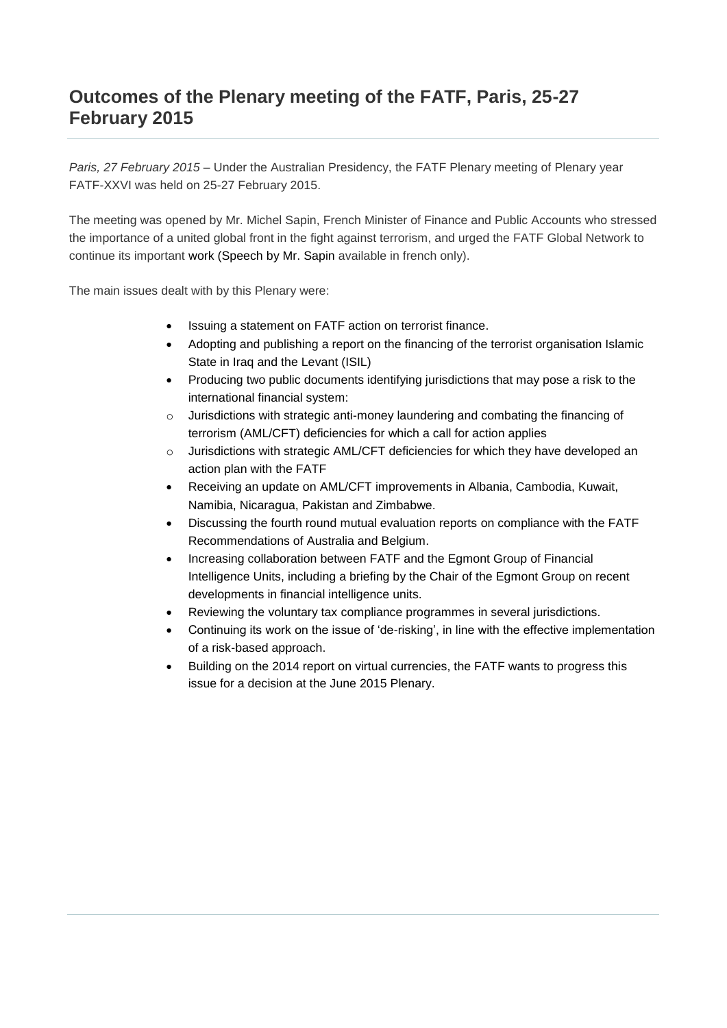# Outcomes of the Plenary meeting of the FATF, Paris, 25-27 February 2015

*Paris, 27 February 2015* – Under the Australian Presidency, the FATF Plenary meeting of Plenary year FATF-XXVI was held on 25-27 February 2015.

The meeting was opened by Mr. Michel Sapin, French Minister of Finance and Public Accounts who stressed the importance of a united global front in the fight against terrorism, and urged the FATF Global Network to continue its important work (Speech by Mr. Sapin available in french only).

The main issues dealt with by this Plenary were:

- Issuing a statement on FATF action on terrorist finance.
- Adopting and publishing a report on the financing of the terrorist organisation Islamic State in Iraq and the Levant (ISIL)
- Producing two public documents identifying jurisdictions that may pose a risk to the international financial system:
  - Jurisdictions with strategic anti-money laundering and combating the financing of terrorism (AML/CFT) deficiencies for which a call for action applies
  - Jurisdictions with strategic AML/CFT deficiencies for which they have developed an action plan with the FATF
- Receiving an update on AML/CFT improvements in Albania, Cambodia, Kuwait, Namibia, Nicaragua, Pakistan and Zimbabwe.
- Discussing the fourth round mutual evaluation reports on compliance with the FATF Recommendations of Australia and Belgium.
- Increasing collaboration between FATF and the Egmont Group of Financial Intelligence Units, including a briefing by the Chair of the Egmont Group on recent developments in financial intelligence units.
- Reviewing the voluntary tax compliance programmes in several jurisdictions.
- Continuing its work on the issue of 'de-risking', in line with the effective implementation of a risk-based approach.
- Building on the 2014 report on virtual currencies, the FATF wants to progress this issue for a decision at the June 2015 Plenary.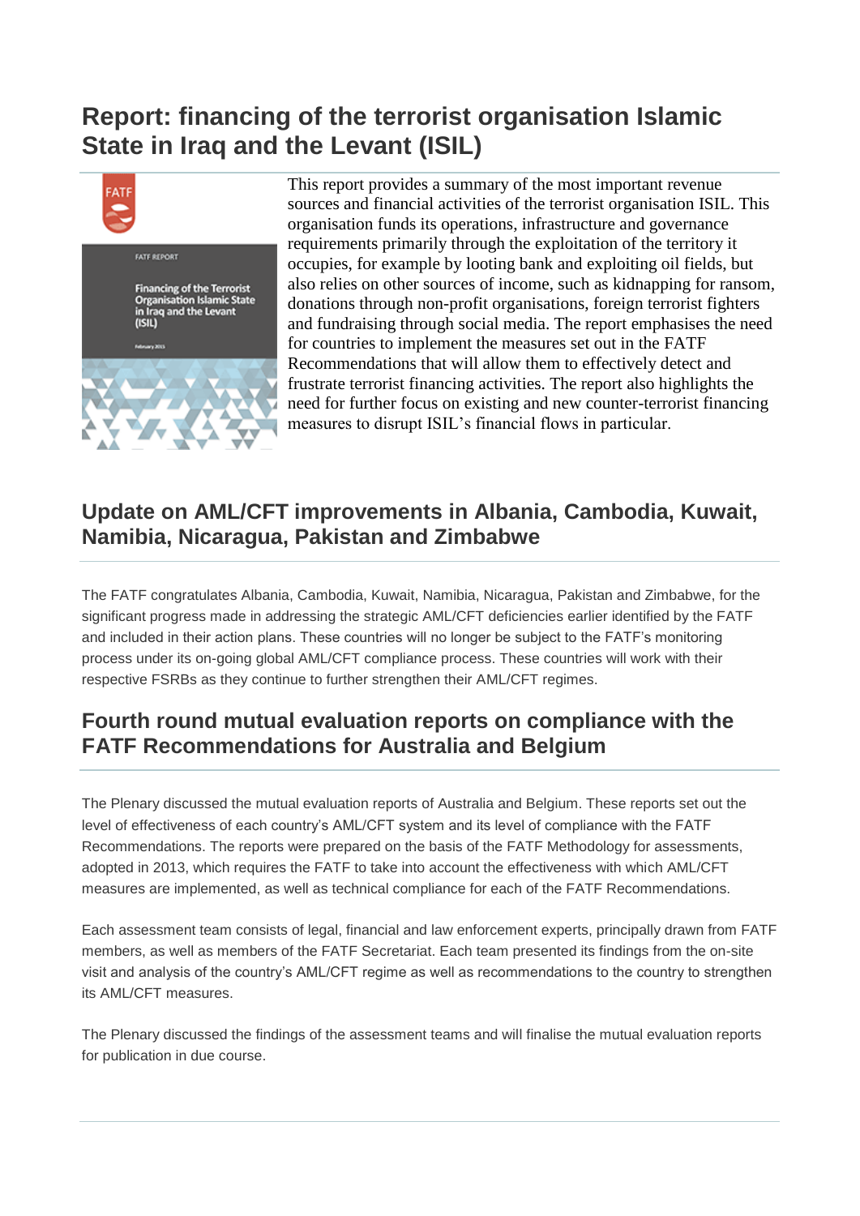## Report: financing of the terrorist organisation Islamic State in Iraq and the Levant (ISIL)

This report provides a summary of the most important revenue sources and financial activities of the terrorist organisation ISIL. This organisation funds its operations, infrastructure and governance requirements primarily through the exploitation of the territory it occupies, for example by looting bank and exploiting oil fields, but also relies on other sources of income, such as kidnapping for ransom, donations through non-profit organisations, foreign terrorist fighters and fundraising through social media. The report emphasises the need for countries to implement the measures set out in the FATF Recommendations that will allow them to effectively detect and frustrate terrorist financing activities. The report also highlights the need for further focus on existing and new counter-terrorist financing measures to disrupt ISIL's financial flows in particular.

## Update on AML/CFT improvements in Albania, Cambodia, Kuwait, Namibia, Nicaragua, Pakistan and Zimbabwe

The FATF congratulates Albania, Cambodia, Kuwait, Namibia, Nicaragua, Pakistan and Zimbabwe, for the significant progress made in addressing the strategic AML/CFT deficiencies earlier identified by the FATF and included in their action plans. These countries will no longer be subject to the FATF's monitoring process under its on-going global AML/CFT compliance process. These countries will work with their respective FSRBs as they continue to further strengthen their AML/CFT regimes.

## Fourth round mutual evaluation reports on compliance with the FATF Recommendations for Australia and Belgium

The Plenary discussed the mutual evaluation reports of Australia and Belgium. These reports set out the level of effectiveness of each country's AML/CFT system and its level of compliance with the FATF Recommendations. The reports were prepared on the basis of the FATF Methodology for assessments, adopted in 2013, which requires the FATF to take into account the effectiveness with which AML/CFT measures are implemented, as well as technical compliance for each of the FATF Recommendations.

Each assessment team consists of legal, financial and law enforcement experts, principally drawn from FATF members, as well as members of the FATF Secretariat. Each team presented its findings from the on-site visit and analysis of the country's AML/CFT regime as well as recommendations to the country to strengthen its AML/CFT measures.

The Plenary discussed the findings of the assessment teams and will finalise the mutual evaluation reports for publication in due course.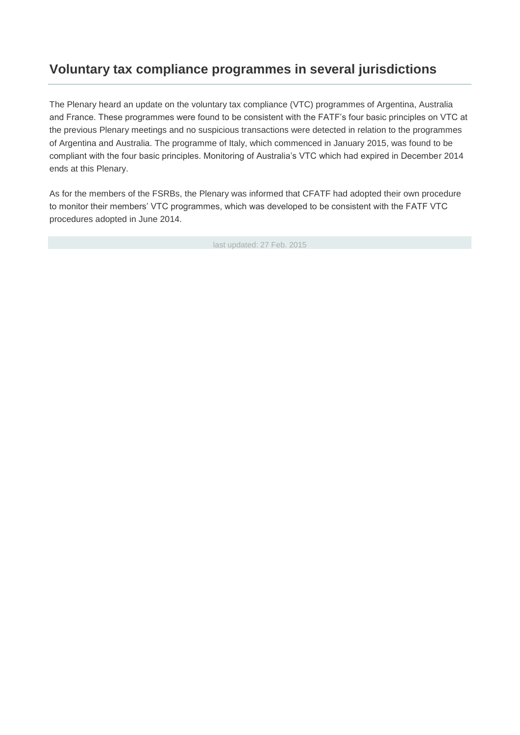## Voluntary tax compliance programmes in several jurisdictions

The Plenary heard an update on the voluntary tax compliance (VTC) programmes of Argentina, Australia and France. These programmes were found to be consistent with the FATF's four basic principles on VTC at the previous Plenary meetings and no suspicious transactions were detected in relation to the programmes of Argentina and Australia. The programme of Italy, which commenced in January 2015, was found to be compliant with the four basic principles. Monitoring of Australia's VTC which had expired in December 2014 ends at this Plenary.

As for the members of the FSRBs, the Plenary was informed that CFATF had adopted their own procedure to monitor their members' VTC programmes, which was developed to be consistent with the FATF VTC procedures adopted in June 2014.

last updated: 27 Feb. 2015